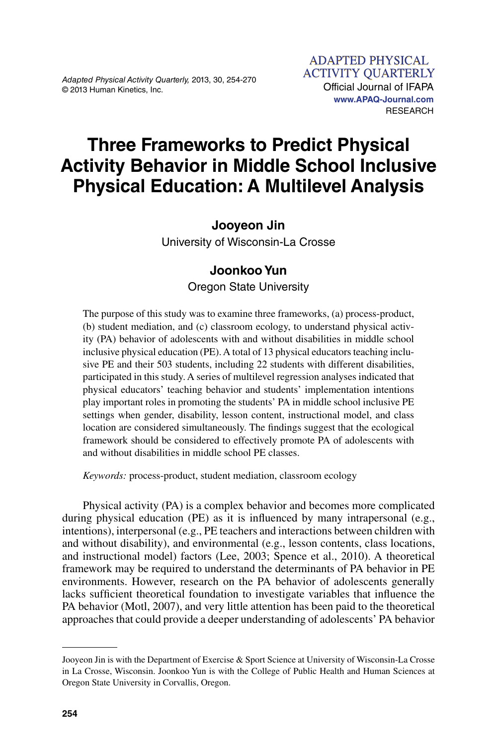# Three Frameworks to Predict Physical Activity Behavior in Middle School Inclusive Physical Education: A Multilevel Analysis

**Jooyeon Jin**
University of Wisconsin-La Crosse

**Joonkoo Yun**
Oregon State University

The purpose of this study was to examine three frameworks, (a) process-product, (b) student mediation, and (c) classroom ecology, to understand physical activity (PA) behavior of adolescents with and without disabilities in middle school inclusive physical education (PE). A total of 13 physical educators teaching inclusive PE and their 503 students, including 22 students with different disabilities, participated in this study. A series of multilevel regression analyses indicated that physical educators' teaching behavior and students' implementation intentions play important roles in promoting the students' PA in middle school inclusive PE settings when gender, disability, lesson content, instructional model, and class location are considered simultaneously. The findings suggest that the ecological framework should be considered to effectively promote PA of adolescents with and without disabilities in middle school PE classes.

*Keywords:* process-product, student mediation, classroom ecology

Physical activity (PA) is a complex behavior and becomes more complicated during physical education (PE) as it is influenced by many intrapersonal (e.g., intentions), interpersonal (e.g., PE teachers and interactions between children with and without disability), and environmental (e.g., lesson contents, class locations, and instructional model) factors (Lee, 2003; Spence et al., 2010). A theoretical framework may be required to understand the determinants of PA behavior in PE environments. However, research on the PA behavior of adolescents generally lacks sufficient theoretical foundation to investigate variables that influence the PA behavior (Motl, 2007), and very little attention has been paid to the theoretical approaches that could provide a deeper understanding of adolescents' PA behavior

---

Jooyeon Jin is with the Department of Exercise & Sport Science at University of Wisconsin-La Crosse in La Crosse, Wisconsin. Joonkoo Yun is with the College of Public Health and Human Sciences at Oregon State University in Corvallis, Oregon.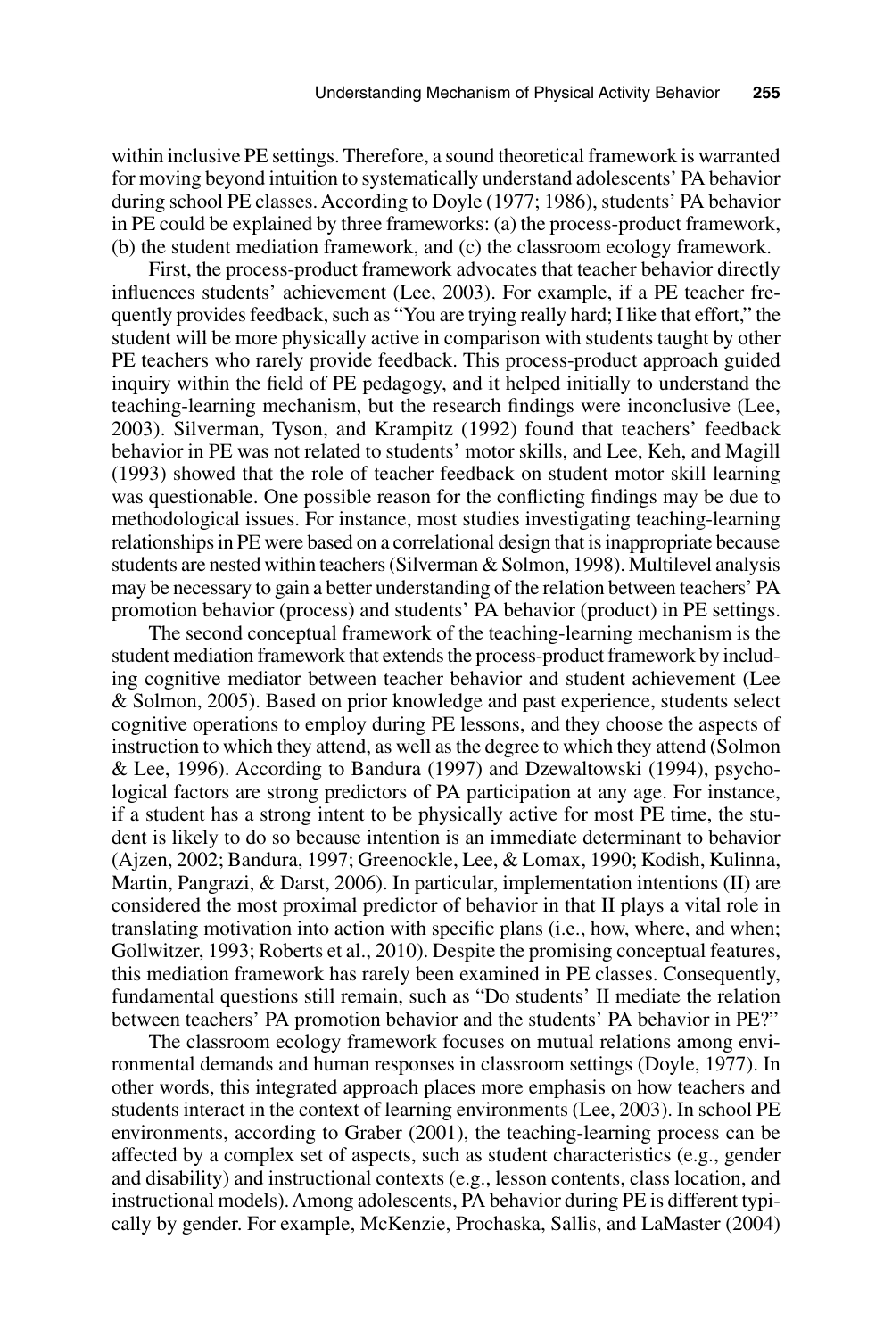within inclusive PE settings. Therefore, a sound theoretical framework is warranted for moving beyond intuition to systematically understand adolescents' PA behavior during school PE classes. According to Doyle (1977; 1986), students' PA behavior in PE could be explained by three frameworks: (a) the process-product framework, (b) the student mediation framework, and (c) the classroom ecology framework.

First, the process-product framework advocates that teacher behavior directly influences students' achievement (Lee, 2003). For example, if a PE teacher frequently provides feedback, such as "You are trying really hard; I like that effort," the student will be more physically active in comparison with students taught by other PE teachers who rarely provide feedback. This process-product approach guided inquiry within the field of PE pedagogy, and it helped initially to understand the teaching-learning mechanism, but the research findings were inconclusive (Lee, 2003). Silverman, Tyson, and Krampitz (1992) found that teachers' feedback behavior in PE was not related to students' motor skills, and Lee, Keh, and Magill (1993) showed that the role of teacher feedback on student motor skill learning was questionable. One possible reason for the conflicting findings may be due to methodological issues. For instance, most studies investigating teaching-learning relationships in PE were based on a correlational design that is inappropriate because students are nested within teachers (Silverman & Solmon, 1998). Multilevel analysis may be necessary to gain a better understanding of the relation between teachers' PA promotion behavior (process) and students' PA behavior (product) in PE settings.

The second conceptual framework of the teaching-learning mechanism is the student mediation framework that extends the process-product framework by including cognitive mediator between teacher behavior and student achievement (Lee & Solmon, 2005). Based on prior knowledge and past experience, students select cognitive operations to employ during PE lessons, and they choose the aspects of instruction to which they attend, as well as the degree to which they attend (Solmon & Lee, 1996). According to Bandura (1997) and Dzewaltowski (1994), psychological factors are strong predictors of PA participation at any age. For instance, if a student has a strong intent to be physically active for most PE time, the student is likely to do so because intention is an immediate determinant to behavior (Ajzen, 2002; Bandura, 1997; Greenockle, Lee, & Lomax, 1990; Kodish, Kulinna, Martin, Pangrazi, & Darst, 2006). In particular, implementation intentions (II) are considered the most proximal predictor of behavior in that II plays a vital role in translating motivation into action with specific plans (i.e., how, where, and when; Gollwitzer, 1993; Roberts et al., 2010). Despite the promising conceptual features, this mediation framework has rarely been examined in PE classes. Consequently, fundamental questions still remain, such as "Do students' II mediate the relation between teachers' PA promotion behavior and the students' PA behavior in PE?"

The classroom ecology framework focuses on mutual relations among environmental demands and human responses in classroom settings (Doyle, 1977). In other words, this integrated approach places more emphasis on how teachers and students interact in the context of learning environments (Lee, 2003). In school PE environments, according to Graber (2001), the teaching-learning process can be affected by a complex set of aspects, such as student characteristics (e.g., gender and disability) and instructional contexts (e.g., lesson contents, class location, and instructional models). Among adolescents, PA behavior during PE is different typically by gender. For example, McKenzie, Prochaska, Sallis, and LaMaster (2004)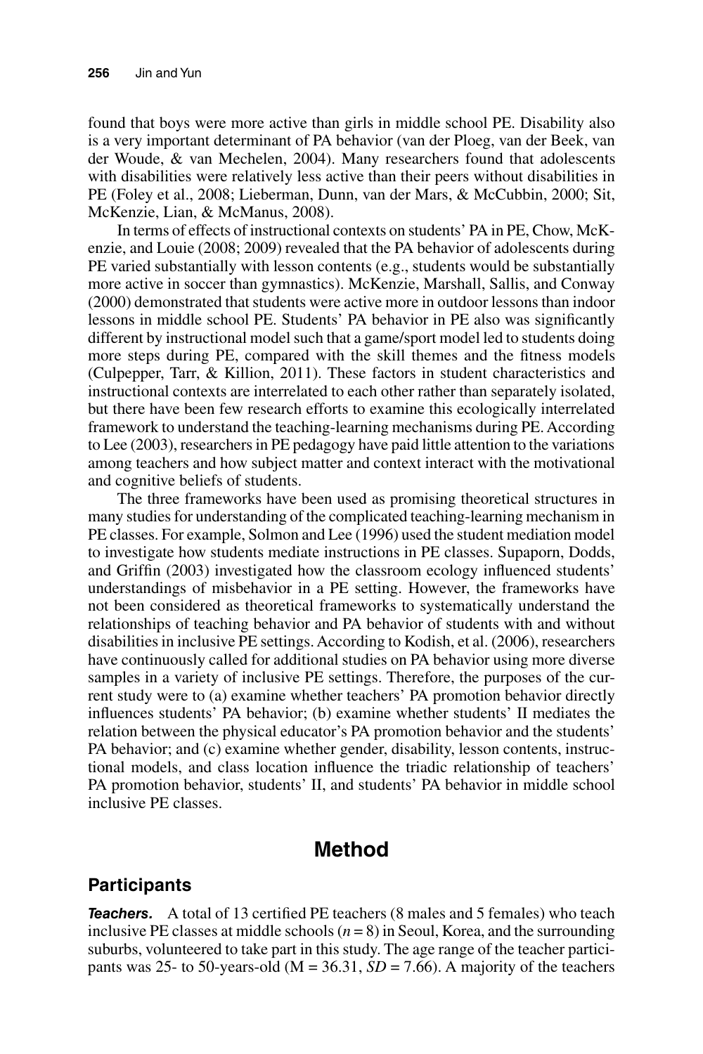found that boys were more active than girls in middle school PE. Disability also is a very important determinant of PA behavior (van der Ploeg, van der Beek, van der Woude, & van Mechelen, 2004). Many researchers found that adolescents with disabilities were relatively less active than their peers without disabilities in PE (Foley et al., 2008; Lieberman, Dunn, van der Mars, & McCubbin, 2000; Sit, McKenzie, Lian, & McManus, 2008).

In terms of effects of instructional contexts on students' PA in PE, Chow, McKenzie, and Louie (2008; 2009) revealed that the PA behavior of adolescents during PE varied substantially with lesson contents (e.g., students would be substantially more active in soccer than gymnastics). McKenzie, Marshall, Sallis, and Conway (2000) demonstrated that students were active more in outdoor lessons than indoor lessons in middle school PE. Students' PA behavior in PE also was significantly different by instructional model such that a game/sport model led to students doing more steps during PE, compared with the skill themes and the fitness models (Culpepper, Tarr, & Killion, 2011). These factors in student characteristics and instructional contexts are interrelated to each other rather than separately isolated, but there have been few research efforts to examine this ecologically interrelated framework to understand the teaching-learning mechanisms during PE. According to Lee (2003), researchers in PE pedagogy have paid little attention to the variations among teachers and how subject matter and context interact with the motivational and cognitive beliefs of students.

The three frameworks have been used as promising theoretical structures in many studies for understanding of the complicated teaching-learning mechanism in PE classes. For example, Solmon and Lee (1996) used the student mediation model to investigate how students mediate instructions in PE classes. Supaporn, Dodds, and Griffin (2003) investigated how the classroom ecology influenced students' understandings of misbehavior in a PE setting. However, the frameworks have not been considered as theoretical frameworks to systematically understand the relationships of teaching behavior and PA behavior of students with and without disabilities in inclusive PE settings. According to Kodish, et al. (2006), researchers have continuously called for additional studies on PA behavior using more diverse samples in a variety of inclusive PE settings. Therefore, the purposes of the current study were to (a) examine whether teachers' PA promotion behavior directly influences students' PA behavior; (b) examine whether students' II mediates the relation between the physical educator's PA promotion behavior and the students' PA behavior; and (c) examine whether gender, disability, lesson contents, instructional models, and class location influence the triadic relationship of teachers' PA promotion behavior, students' II, and students' PA behavior in middle school inclusive PE classes.

# Method

## Participants

***Teachers.*** A total of 13 certified PE teachers (8 males and 5 females) who teach inclusive PE classes at middle schools ($n = 8$) in Seoul, Korea, and the surrounding suburbs, volunteered to take part in this study. The age range of the teacher participants was 25- to 50-years-old ($M = 36.31$, $SD = 7.66$). A majority of the teachers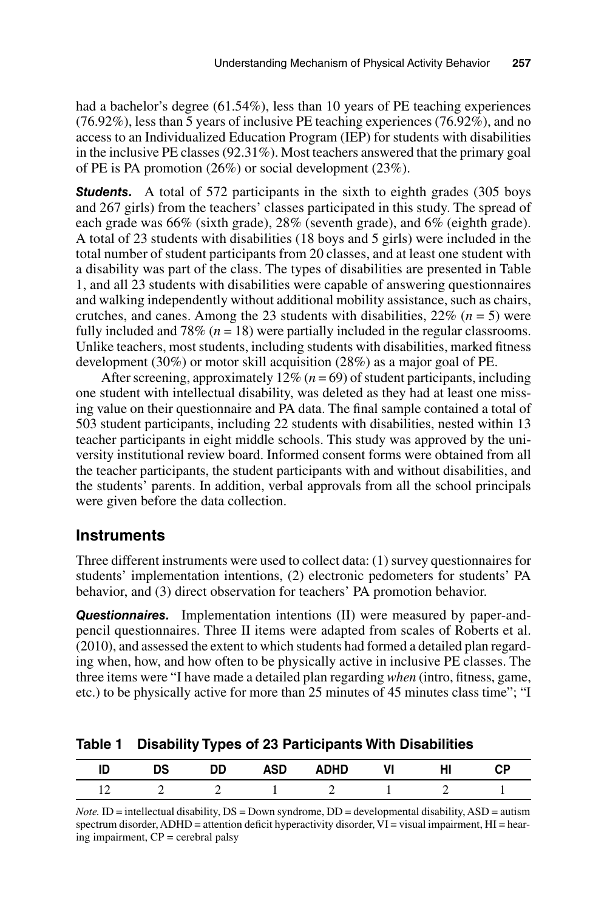had a bachelor's degree (61.54%), less than 10 years of PE teaching experiences (76.92%), less than 5 years of inclusive PE teaching experiences (76.92%), and no access to an Individualized Education Program (IEP) for students with disabilities in the inclusive PE classes (92.31%). Most teachers answered that the primary goal of PE is PA promotion (26%) or social development (23%).

***Students.*** A total of 572 participants in the sixth to eighth grades (305 boys and 267 girls) from the teachers' classes participated in this study. The spread of each grade was 66% (sixth grade), 28% (seventh grade), and 6% (eighth grade). A total of 23 students with disabilities (18 boys and 5 girls) were included in the total number of student participants from 20 classes, and at least one student with a disability was part of the class. The types of disabilities are presented in Table 1, and all 23 students with disabilities were capable of answering questionnaires and walking independently without additional mobility assistance, such as chairs, crutches, and canes. Among the 23 students with disabilities, 22% ($n = 5$) were fully included and 78% ($n = 18$) were partially included in the regular classrooms. Unlike teachers, most students, including students with disabilities, marked fitness development (30%) or motor skill acquisition (28%) as a major goal of PE.

After screening, approximately 12% ($n = 69$) of student participants, including one student with intellectual disability, was deleted as they had at least one missing value on their questionnaire and PA data. The final sample contained a total of 503 student participants, including 22 students with disabilities, nested within 13 teacher participants in eight middle schools. This study was approved by the university institutional review board. Informed consent forms were obtained from all the teacher participants, the student participants with and without disabilities, and the students' parents. In addition, verbal approvals from all the school principals were given before the data collection.

## Instruments

Three different instruments were used to collect data: (1) survey questionnaires for students' implementation intentions, (2) electronic pedometers for students' PA behavior, and (3) direct observation for teachers' PA promotion behavior.

***Questionnaires.*** Implementation intentions (II) were measured by paper-and-pencil questionnaires. Three II items were adapted from scales of Roberts et al. (2010), and assessed the extent to which students had formed a detailed plan regarding when, how, and how often to be physically active in inclusive PE classes. The three items were "I have made a detailed plan regarding *when* (intro, fitness, game, etc.) to be physically active for more than 25 minutes of 45 minutes class time"; "I

**Table 1 Disability Types of 23 Participants With Disabilities**

| ID | DS | DD | ASD | ADHD | VI | HI | CP |
|---|---|---|---|---|---|---|---|
| 12 | 2 | 2 | 1 | 2 | 1 | 2 | 1 |

*Note.* ID = intellectual disability, DS = Down syndrome, DD = developmental disability, ASD = autism spectrum disorder, ADHD = attention deficit hyperactivity disorder, VI = visual impairment, HI = hearing impairment, CP = cerebral palsy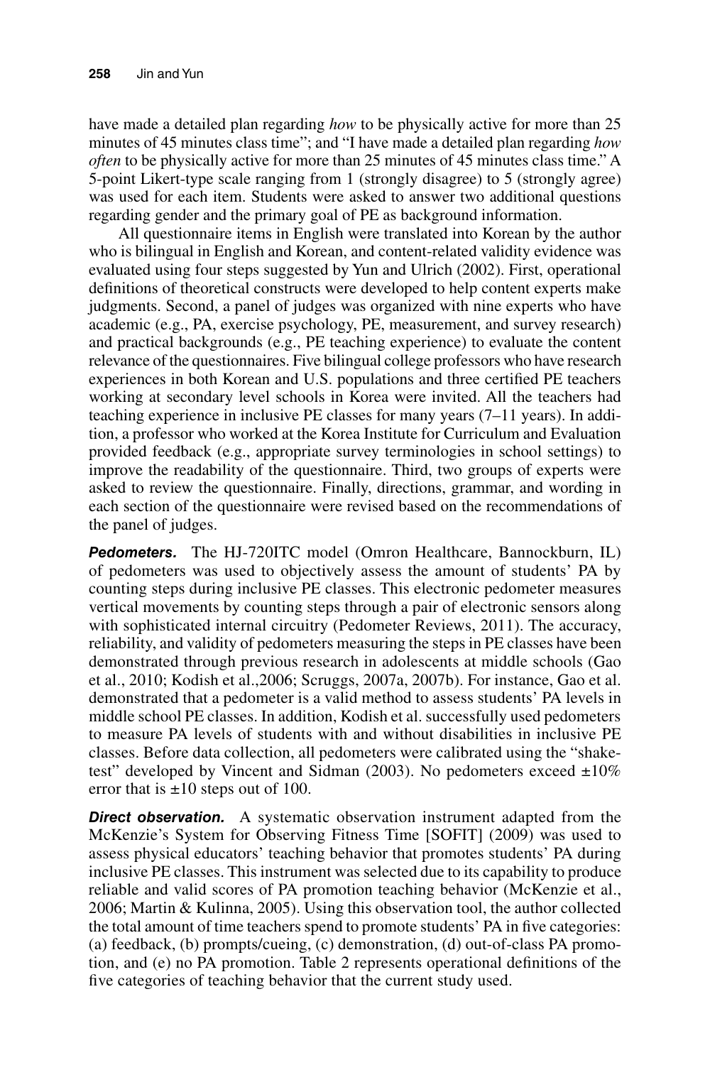have made a detailed plan regarding *how* to be physically active for more than 25 minutes of 45 minutes class time"; and "I have made a detailed plan regarding *how often* to be physically active for more than 25 minutes of 45 minutes class time." A 5-point Likert-type scale ranging from 1 (strongly disagree) to 5 (strongly agree) was used for each item. Students were asked to answer two additional questions regarding gender and the primary goal of PE as background information.

All questionnaire items in English were translated into Korean by the author who is bilingual in English and Korean, and content-related validity evidence was evaluated using four steps suggested by Yun and Ulrich (2002). First, operational definitions of theoretical constructs were developed to help content experts make judgments. Second, a panel of judges was organized with nine experts who have academic (e.g., PA, exercise psychology, PE, measurement, and survey research) and practical backgrounds (e.g., PE teaching experience) to evaluate the content relevance of the questionnaires. Five bilingual college professors who have research experiences in both Korean and U.S. populations and three certified PE teachers working at secondary level schools in Korea were invited. All the teachers had teaching experience in inclusive PE classes for many years (7–11 years). In addition, a professor who worked at the Korea Institute for Curriculum and Evaluation provided feedback (e.g., appropriate survey terminologies in school settings) to improve the readability of the questionnaire. Third, two groups of experts were asked to review the questionnaire. Finally, directions, grammar, and wording in each section of the questionnaire were revised based on the recommendations of the panel of judges.

***Pedometers.*** The HJ-720ITC model (Omron Healthcare, Bannockburn, IL) of pedometers was used to objectively assess the amount of students' PA by counting steps during inclusive PE classes. This electronic pedometer measures vertical movements by counting steps through a pair of electronic sensors along with sophisticated internal circuitry (Pedometer Reviews, 2011). The accuracy, reliability, and validity of pedometers measuring the steps in PE classes have been demonstrated through previous research in adolescents at middle schools (Gao et al., 2010; Kodish et al.,2006; Scruggs, 2007a, 2007b). For instance, Gao et al. demonstrated that a pedometer is a valid method to assess students' PA levels in middle school PE classes. In addition, Kodish et al. successfully used pedometers to measure PA levels of students with and without disabilities in inclusive PE classes. Before data collection, all pedometers were calibrated using the "shake-test" developed by Vincent and Sidman (2003). No pedometers exceed ±10% error that is ±10 steps out of 100.

***Direct observation.*** A systematic observation instrument adapted from the McKenzie's System for Observing Fitness Time [SOFIT] (2009) was used to assess physical educators' teaching behavior that promotes students' PA during inclusive PE classes. This instrument was selected due to its capability to produce reliable and valid scores of PA promotion teaching behavior (McKenzie et al., 2006; Martin & Kulinna, 2005). Using this observation tool, the author collected the total amount of time teachers spend to promote students' PA in five categories: (a) feedback, (b) prompts/cueing, (c) demonstration, (d) out-of-class PA promotion, and (e) no PA promotion. Table 2 represents operational definitions of the five categories of teaching behavior that the current study used.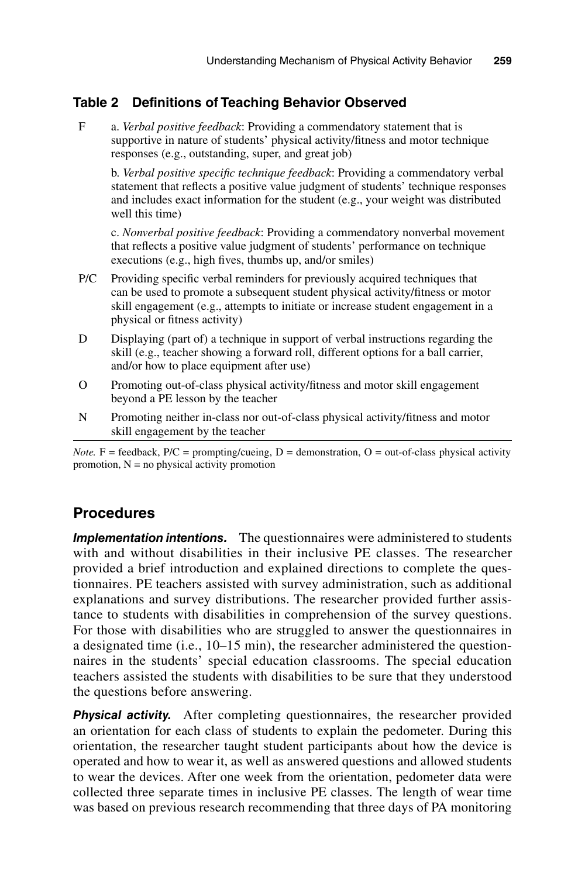### Table 2 Definitions of Teaching Behavior Observed

| | |
|---|---|
| F | a. *Verbal positive feedback*: Providing a commendatory statement that is supportive in nature of students' physical activity/fitness and motor technique responses (e.g., outstanding, super, and great job)<br><br>b. *Verbal positive specific technique feedback*: Providing a commendatory verbal statement that reflects a positive value judgment of students' technique responses and includes exact information for the student (e.g., your weight was distributed well this time)<br><br>c. *Nonverbal positive feedback*: Providing a commendatory nonverbal movement that reflects a positive value judgment of students' performance on technique executions (e.g., high fives, thumbs up, and/or smiles) |
| P/C | Providing specific verbal reminders for previously acquired techniques that can be used to promote a subsequent student physical activity/fitness or motor skill engagement (e.g., attempts to initiate or increase student engagement in a physical or fitness activity) |
| D | Displaying (part of) a technique in support of verbal instructions regarding the skill (e.g., teacher showing a forward roll, different options for a ball carrier, and/or how to place equipment after use) |
| O | Promoting out-of-class physical activity/fitness and motor skill engagement beyond a PE lesson by the teacher |
| N | Promoting neither in-class nor out-of-class physical activity/fitness and motor skill engagement by the teacher |

*Note.* F = feedback, P/C = prompting/cueing, D = demonstration, O = out-of-class physical activity promotion, N = no physical activity promotion

## Procedures

***Implementation intentions.*** The questionnaires were administered to students with and without disabilities in their inclusive PE classes. The researcher provided a brief introduction and explained directions to complete the questionnaires. PE teachers assisted with survey administration, such as additional explanations and survey distributions. The researcher provided further assistance to students with disabilities in comprehension of the survey questions. For those with disabilities who are struggled to answer the questionnaires in a designated time (i.e., 10–15 min), the researcher administered the questionnaires in the students' special education classrooms. The special education teachers assisted the students with disabilities to be sure that they understood the questions before answering.

***Physical activity.*** After completing questionnaires, the researcher provided an orientation for each class of students to explain the pedometer. During this orientation, the researcher taught student participants about how the device is operated and how to wear it, as well as answered questions and allowed students to wear the devices. After one week from the orientation, pedometer data were collected three separate times in inclusive PE classes. The length of wear time was based on previous research recommending that three days of PA monitoring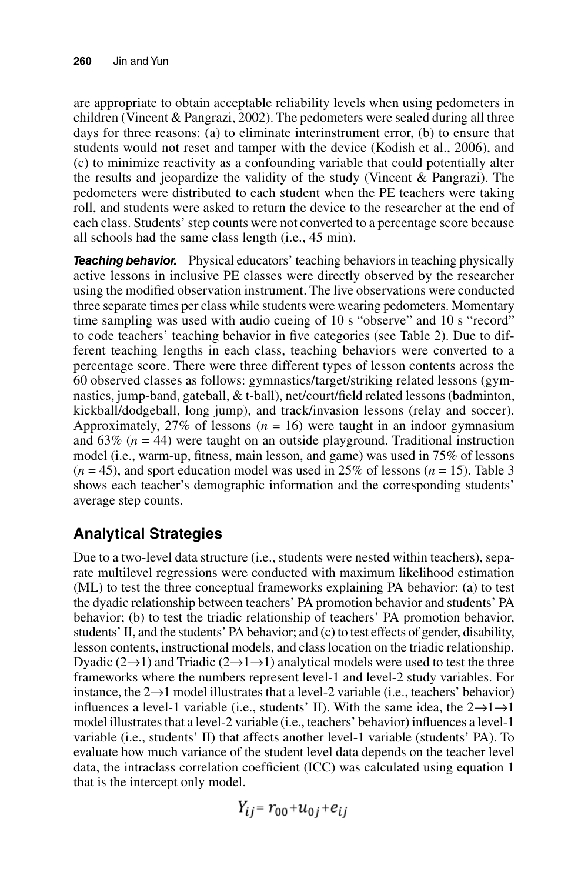are appropriate to obtain acceptable reliability levels when using pedometers in children (Vincent & Pangrazi, 2002). The pedometers were sealed during all three days for three reasons: (a) to eliminate interinstrument error, (b) to ensure that students would not reset and tamper with the device (Kodish et al., 2006), and (c) to minimize reactivity as a confounding variable that could potentially alter the results and jeopardize the validity of the study (Vincent & Pangrazi). The pedometers were distributed to each student when the PE teachers were taking roll, and students were asked to return the device to the researcher at the end of each class. Students' step counts were not converted to a percentage score because all schools had the same class length (i.e., 45 min).

***Teaching behavior.*** Physical educators' teaching behaviors in teaching physically active lessons in inclusive PE classes were directly observed by the researcher using the modified observation instrument. The live observations were conducted three separate times per class while students were wearing pedometers. Momentary time sampling was used with audio cueing of 10 s "observe" and 10 s "record" to code teachers' teaching behavior in five categories (see Table 2). Due to different teaching lengths in each class, teaching behaviors were converted to a percentage score. There were three different types of lesson contents across the 60 observed classes as follows: gymnastics/target/striking related lessons (gymnastics, jump-band, gateball, & t-ball), net/court/field related lessons (badminton, kickball/dodgeball, long jump), and track/invasion lessons (relay and soccer). Approximately, 27% of lessons ($n$ = 16) were taught in an indoor gymnasium and 63% ($n$ = 44) were taught on an outside playground. Traditional instruction model (i.e., warm-up, fitness, main lesson, and game) was used in 75% of lessons ($n$ = 45), and sport education model was used in 25% of lessons ($n$ = 15). Table 3 shows each teacher's demographic information and the corresponding students' average step counts.

## Analytical Strategies

Due to a two-level data structure (i.e., students were nested within teachers), separate multilevel regressions were conducted with maximum likelihood estimation (ML) to test the three conceptual frameworks explaining PA behavior: (a) to test the dyadic relationship between teachers' PA promotion behavior and students' PA behavior; (b) to test the triadic relationship of teachers' PA promotion behavior, students' II, and the students' PA behavior; and (c) to test effects of gender, disability, lesson contents, instructional models, and class location on the triadic relationship. Dyadic (2→1) and Triadic (2→1→1) analytical models were used to test the three frameworks where the numbers represent level-1 and level-2 study variables. For instance, the 2→1 model illustrates that a level-2 variable (i.e., teachers' behavior) influences a level-1 variable (i.e., students' II). With the same idea, the 2→1→1 model illustrates that a level-2 variable (i.e., teachers' behavior) influences a level-1 variable (i.e., students' II) that affects another level-1 variable (students' PA). To evaluate how much variance of the student level data depends on the teacher level data, the intraclass correlation coefficient (ICC) was calculated using equation 1 that is the intercept only model.

$$Y_{ij} = r_{00} + u_{0j} + e_{ij}$$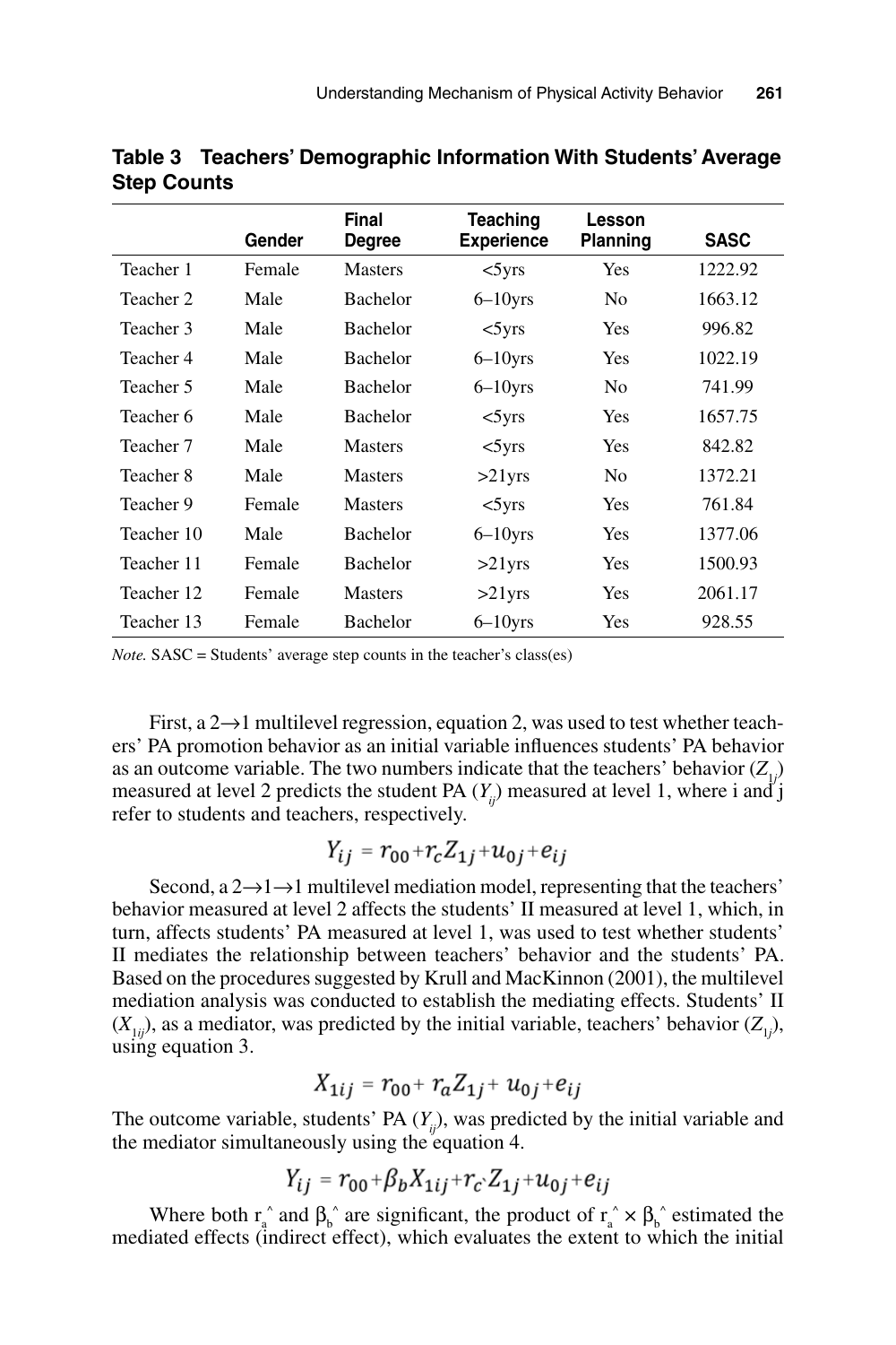**Table 3 Teachers' Demographic Information With Students' Average Step Counts**

| | Gender | Final Degree | Teaching Experience | Lesson Planning | SASC |
|---|---|---|---|---|---|
| Teacher 1 | Female | Masters | <5yrs | Yes | 1222.92 |
| Teacher 2 | Male | Bachelor | 6–10yrs | No | 1663.12 |
| Teacher 3 | Male | Bachelor | <5yrs | Yes | 996.82 |
| Teacher 4 | Male | Bachelor | 6–10yrs | Yes | 1022.19 |
| Teacher 5 | Male | Bachelor | 6–10yrs | No | 741.99 |
| Teacher 6 | Male | Bachelor | <5yrs | Yes | 1657.75 |
| Teacher 7 | Male | Masters | <5yrs | Yes | 842.82 |
| Teacher 8 | Male | Masters | >21yrs | No | 1372.21 |
| Teacher 9 | Female | Masters | <5yrs | Yes | 761.84 |
| Teacher 10 | Male | Bachelor | 6–10yrs | Yes | 1377.06 |
| Teacher 11 | Female | Bachelor | >21yrs | Yes | 1500.93 |
| Teacher 12 | Female | Masters | >21yrs | Yes | 2061.17 |
| Teacher 13 | Female | Bachelor | 6–10yrs | Yes | 928.55 |

*Note.* SASC = Students' average step counts in the teacher's class(es)

First, a 2→1 multilevel regression, equation 2, was used to test whether teachers' PA promotion behavior as an initial variable influences students' PA behavior as an outcome variable. The two numbers indicate that the teachers' behavior ($Z_{1j}$) measured at level 2 predicts the student PA ($Y_{ij}$) measured at level 1, where i and j refer to students and teachers, respectively.

$$Y_{ij} = r_{00} + r_c Z_{1j} + u_{0j} + e_{ij}$$

Second, a 2→1→1 multilevel mediation model, representing that the teachers' behavior measured at level 2 affects the students' II measured at level 1, which, in turn, affects students' PA measured at level 1, was used to test whether students' II mediates the relationship between teachers' behavior and the students' PA. Based on the procedures suggested by Krull and MacKinnon (2001), the multilevel mediation analysis was conducted to establish the mediating effects. Students' II ($X_{1ij}$), as a mediator, was predicted by the initial variable, teachers' behavior ($Z_{1j}$), using equation 3.

$$X_{1ij} = r_{00} + r_a Z_{1j} + u_{0j} + e_{ij}$$

The outcome variable, students' PA ($Y_{ij}$), was predicted by the initial variable and the mediator simultaneously using the equation 4.

$$Y_{ij} = r_{00} + \beta_b X_{1ij} + r_{c'} Z_{1j} + u_{0j} + e_{ij}$$

Where both $\hat{r_a}$ and $\hat{\beta_b}$ are significant, the product of $\hat{r_a} \times \hat{\beta_b}$ estimated the mediated effects (indirect effect), which evaluates the extent to which the initial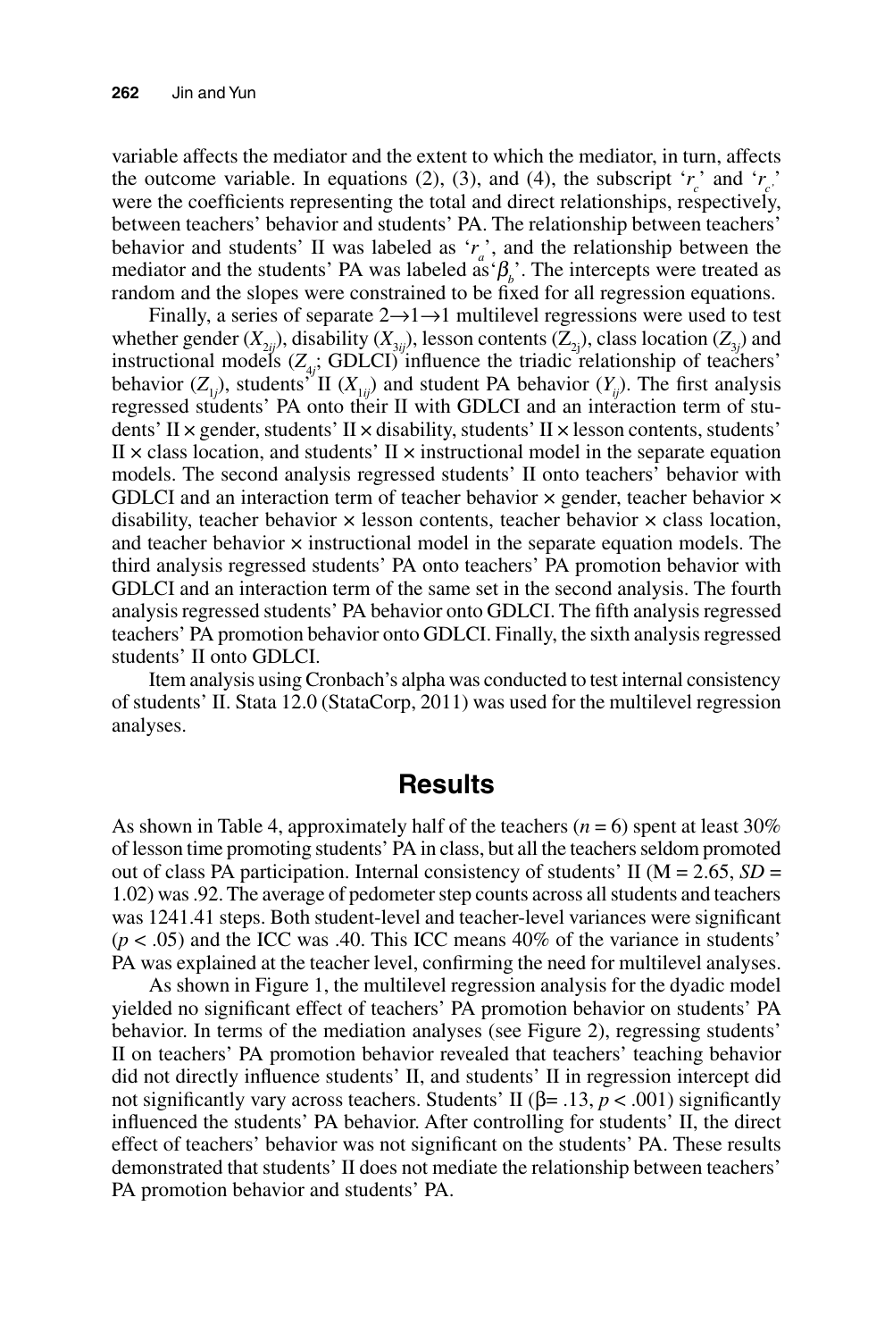variable affects the mediator and the extent to which the mediator, in turn, affects the outcome variable. In equations (2), (3), and (4), the subscript '$r_c$' and '$r_{c'}$' were the coefficients representing the total and direct relationships, respectively, between teachers' behavior and students' PA. The relationship between teachers' behavior and students' II was labeled as '$r_a$', and the relationship between the mediator and the students' PA was labeled as '$\beta_b$'. The intercepts were treated as random and the slopes were constrained to be fixed for all regression equations.

Finally, a series of separate 2→1→1 multilevel regressions were used to test whether gender ($X_{2ij}$), disability ($X_{3ij}$), lesson contents ($Z_{2j}$), class location ($Z_{3j}$) and instructional models ($Z_{4j}$; GDLCI) influence the triadic relationship of teachers' behavior ($Z_{1j}$), students' II ($X_{1ij}$) and student PA behavior ($Y_{ij}$). The first analysis regressed students' PA onto their II with GDLCI and an interaction term of students' II × gender, students' II × disability, students' II × lesson contents, students' II × class location, and students' II × instructional model in the separate equation models. The second analysis regressed students' II onto teachers' behavior with GDLCI and an interaction term of teacher behavior × gender, teacher behavior × disability, teacher behavior × lesson contents, teacher behavior × class location, and teacher behavior × instructional model in the separate equation models. The third analysis regressed students' PA onto teachers' PA promotion behavior with GDLCI and an interaction term of the same set in the second analysis. The fourth analysis regressed students' PA behavior onto GDLCI. The fifth analysis regressed teachers' PA promotion behavior onto GDLCI. Finally, the sixth analysis regressed students' II onto GDLCI.

Item analysis using Cronbach's alpha was conducted to test internal consistency of students' II. Stata 12.0 (StataCorp, 2011) was used for the multilevel regression analyses.

## Results

As shown in Table 4, approximately half of the teachers ($n = 6$) spent at least 30% of lesson time promoting students' PA in class, but all the teachers seldom promoted out of class PA participation. Internal consistency of students' II (M = 2.65, $SD$ = 1.02) was .92. The average of pedometer step counts across all students and teachers was 1241.41 steps. Both student-level and teacher-level variances were significant ($p < .05$) and the ICC was .40. This ICC means 40% of the variance in students' PA was explained at the teacher level, confirming the need for multilevel analyses.

As shown in Figure 1, the multilevel regression analysis for the dyadic model yielded no significant effect of teachers' PA promotion behavior on students' PA behavior. In terms of the mediation analyses (see Figure 2), regressing students' II on teachers' PA promotion behavior revealed that teachers' teaching behavior did not directly influence students' II, and students' II in regression intercept did not significantly vary across teachers. Students' II ($\beta$= .13, $p < .001$) significantly influenced the students' PA behavior. After controlling for students' II, the direct effect of teachers' behavior was not significant on the students' PA. These results demonstrated that students' II does not mediate the relationship between teachers' PA promotion behavior and students' PA.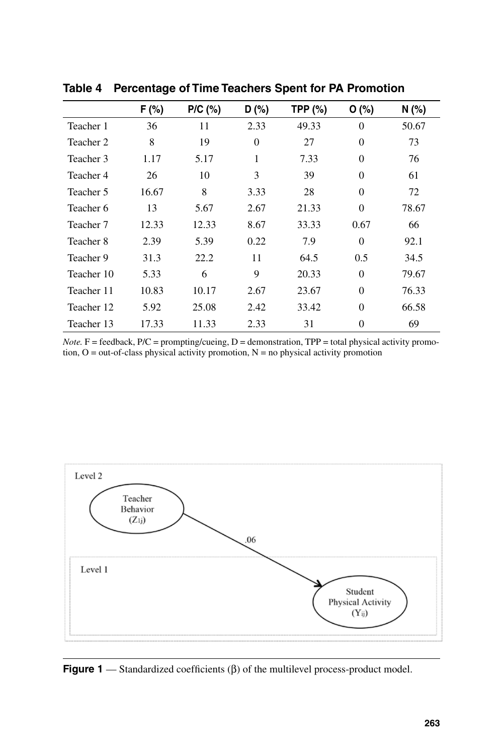**Table 4 Percentage of Time Teachers Spent for PA Promotion**

| | F (%) | P/C (%) | D (%) | TPP (%) | O (%) | N (%) |
|---|---|---|---|---|---|---|
| Teacher 1 | 36 | 11 | 2.33 | 49.33 | 0 | 50.67 |
| Teacher 2 | 8 | 19 | 0 | 27 | 0 | 73 |
| Teacher 3 | 1.17 | 5.17 | 1 | 7.33 | 0 | 76 |
| Teacher 4 | 26 | 10 | 3 | 39 | 0 | 61 |
| Teacher 5 | 16.67 | 8 | 3.33 | 28 | 0 | 72 |
| Teacher 6 | 13 | 5.67 | 2.67 | 21.33 | 0 | 78.67 |
| Teacher 7 | 12.33 | 12.33 | 8.67 | 33.33 | 0.67 | 66 |
| Teacher 8 | 2.39 | 5.39 | 0.22 | 7.9 | 0 | 92.1 |
| Teacher 9 | 31.3 | 22.2 | 11 | 64.5 | 0.5 | 34.5 |
| Teacher 10 | 5.33 | 6 | 9 | 20.33 | 0 | 79.67 |
| Teacher 11 | 10.83 | 10.17 | 2.67 | 23.67 | 0 | 76.33 |
| Teacher 12 | 5.92 | 25.08 | 2.42 | 33.42 | 0 | 66.58 |
| Teacher 13 | 17.33 | 11.33 | 2.33 | 31 | 0 | 69 |

*Note.* F = feedback, P/C = prompting/cueing, D = demonstration, TPP = total physical activity promotion, O = out-of-class physical activity promotion, N = no physical activity promotion

Level 2

Teacher Behavior ($Z_{1j}$)

.06

Level 1

Student Physical Activity ($Y_{ij}$)

**Figure 1** — Standardized coefficients (β) of the multilevel process-product model.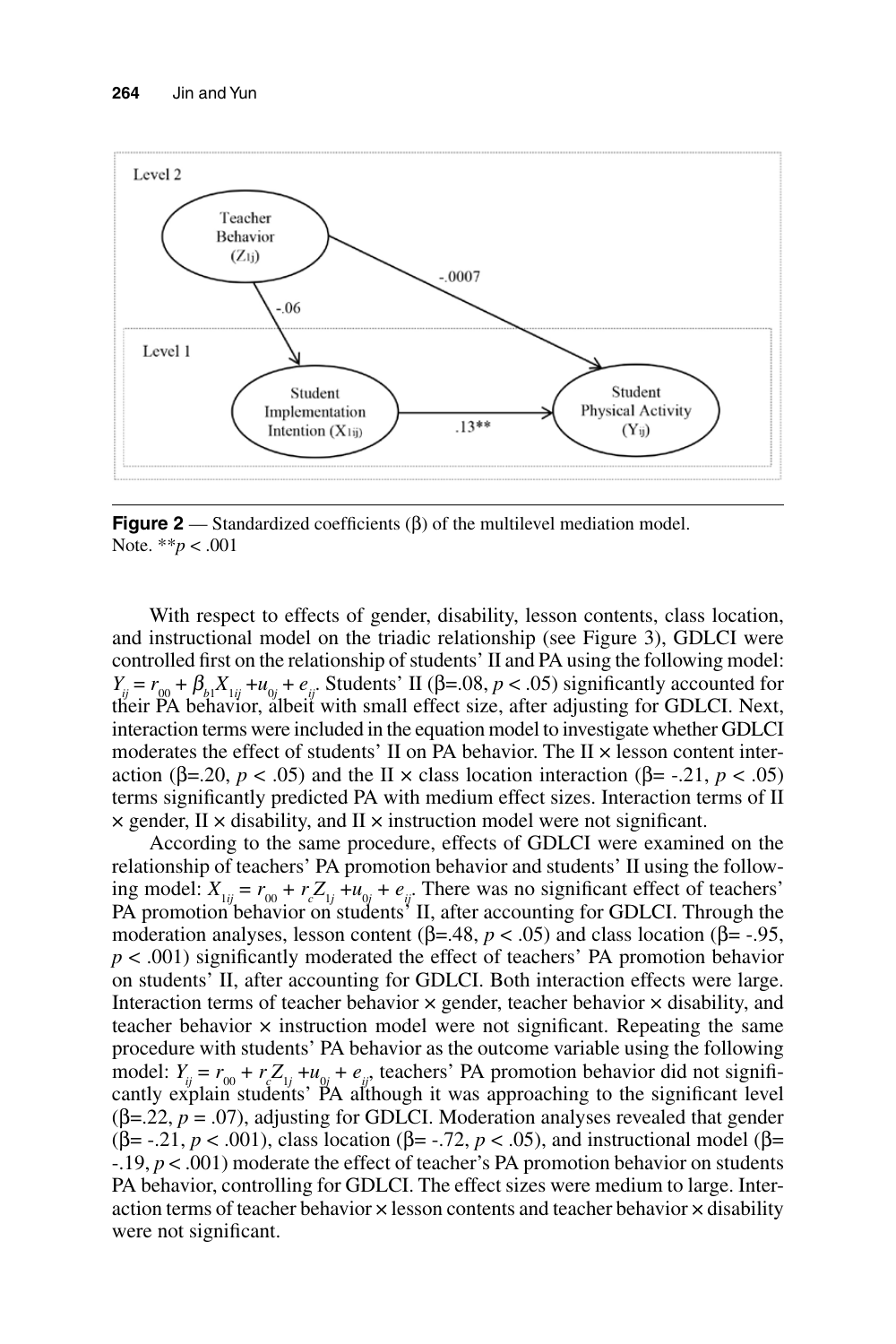Level 2

Teacher Behavior ($Z_{1j}$)

-.0007

-.06

Level 1

Student Implementation Intention ($X_{1ij}$)

.13**

Student Physical Activity ($Y_{ij}$)

**Figure 2** — Standardized coefficients (β) of the multilevel mediation model.
Note. ***p* < .001

With respect to effects of gender, disability, lesson contents, class location, and instructional model on the triadic relationship (see Figure 3), GDLCI were controlled first on the relationship of students' II and PA using the following model: $Y_{ij} = r_{00} + \beta_{b1}X_{1ij} + u_{0j} + e_{ij}$. Students' II (β=.08, $p < .05$) significantly accounted for their PA behavior, albeit with small effect size, after adjusting for GDLCI. Next, interaction terms were included in the equation model to investigate whether GDLCI moderates the effect of students' II on PA behavior. The II × lesson content interaction (β=.20, $p < .05$) and the II × class location interaction (β= -.21, $p < .05$) terms significantly predicted PA with medium effect sizes. Interaction terms of II × gender, II × disability, and II × instruction model were not significant.

According to the same procedure, effects of GDLCI were examined on the relationship of teachers' PA promotion behavior and students' II using the following model: $X_{1ij} = r_{00} + r_c Z_{1j} + u_{0j} + e_{ij}$. There was no significant effect of teachers' PA promotion behavior on students' II, after accounting for GDLCI. Through the moderation analyses, lesson content (β=.48, $p < .05$) and class location (β= -.95, $p < .001$) significantly moderated the effect of teachers' PA promotion behavior on students' II, after accounting for GDLCI. Both interaction effects were large. Interaction terms of teacher behavior × gender, teacher behavior × disability, and teacher behavior × instruction model were not significant. Repeating the same procedure with students' PA behavior as the outcome variable using the following model: $Y_{ij} = r_{00} + r_c Z_{1j} + u_{0j} + e_{ij}$, teachers' PA promotion behavior did not significantly explain students' PA although it was approaching to the significant level (β=.22, $p = .07$), adjusting for GDLCI. Moderation analyses revealed that gender (β= -.21, $p < .001$), class location (β= -.72, $p < .05$), and instructional model (β= -.19, $p < .001$) moderate the effect of teacher's PA promotion behavior on students PA behavior, controlling for GDLCI. The effect sizes were medium to large. Interaction terms of teacher behavior × lesson contents and teacher behavior × disability were not significant.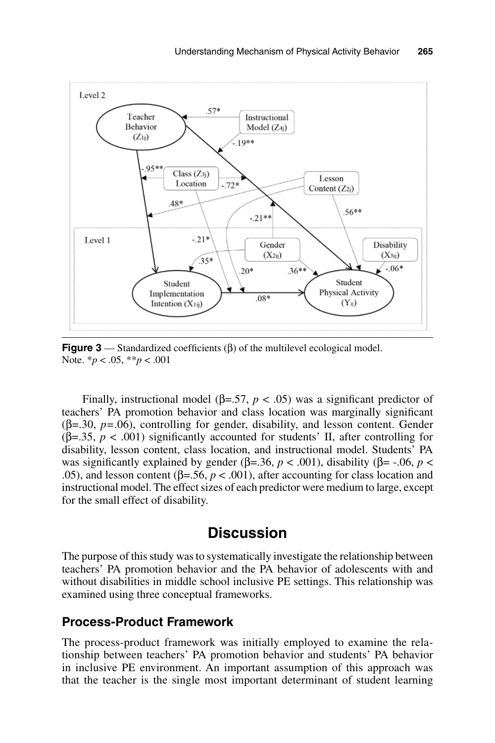**Figure 3** — Standardized coefficients (β) of the multilevel ecological model.
Note. *$p < .05$, **$p < .001$

Finally, instructional model (β=.57, $p < .05$) was a significant predictor of teachers' PA promotion behavior and class location was marginally significant (β=.30, $p$=.06), controlling for gender, disability, and lesson content. Gender (β=.35, $p < .001$) significantly accounted for students' II, after controlling for disability, lesson content, class location, and instructional model. Students' PA was significantly explained by gender (β=.36, $p < .001$), disability (β= -.06, $p < .05$), and lesson content (β=.56, $p < .001$), after accounting for class location and instructional model. The effect sizes of each predictor were medium to large, except for the small effect of disability.

# Discussion

The purpose of this study was to systematically investigate the relationship between teachers' PA promotion behavior and the PA behavior of adolescents with and without disabilities in middle school inclusive PE settings. This relationship was examined using three conceptual frameworks.

## Process-Product Framework

The process-product framework was initially employed to examine the relationship between teachers' PA promotion behavior and students' PA behavior in inclusive PE environment. An important assumption of this approach was that the teacher is the single most important determinant of student learning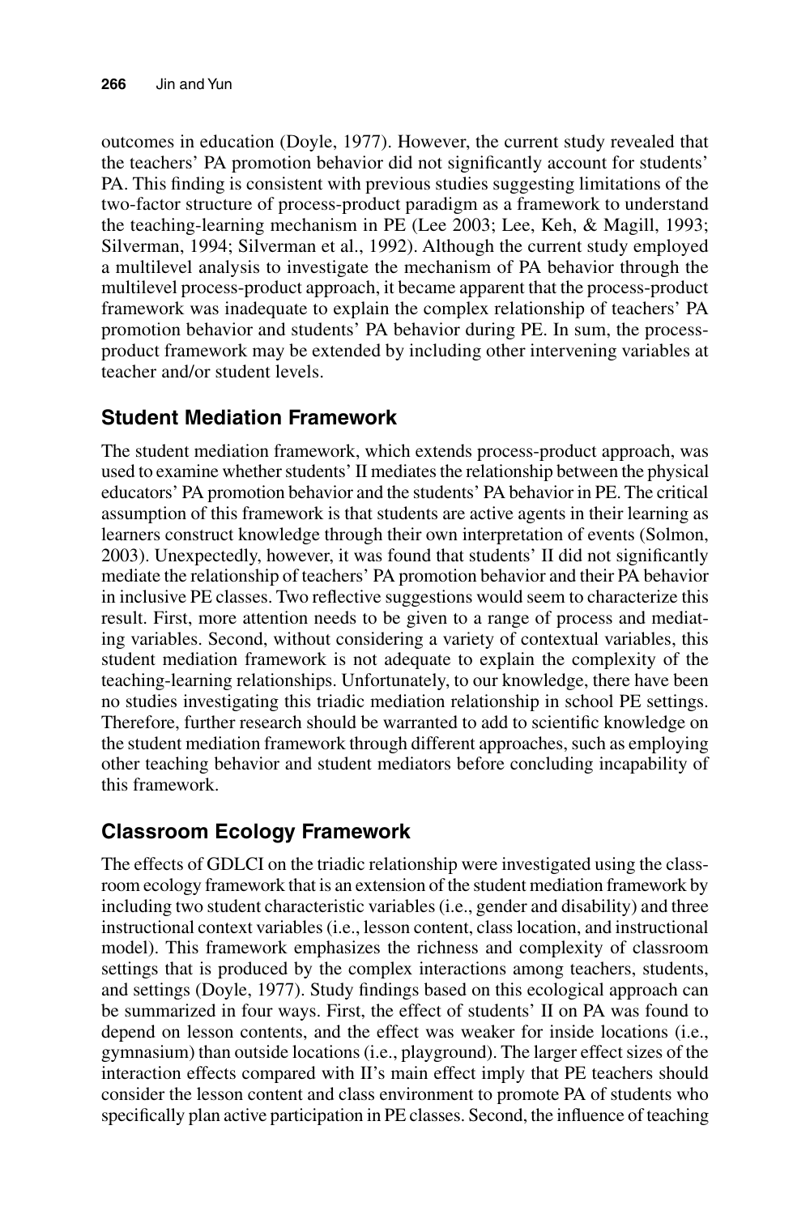outcomes in education (Doyle, 1977). However, the current study revealed that the teachers' PA promotion behavior did not significantly account for students' PA. This finding is consistent with previous studies suggesting limitations of the two-factor structure of process-product paradigm as a framework to understand the teaching-learning mechanism in PE (Lee 2003; Lee, Keh, & Magill, 1993; Silverman, 1994; Silverman et al., 1992). Although the current study employed a multilevel analysis to investigate the mechanism of PA behavior through the multilevel process-product approach, it became apparent that the process-product framework was inadequate to explain the complex relationship of teachers' PA promotion behavior and students' PA behavior during PE. In sum, the process-product framework may be extended by including other intervening variables at teacher and/or student levels.

## Student Mediation Framework

The student mediation framework, which extends process-product approach, was used to examine whether students' II mediates the relationship between the physical educators' PA promotion behavior and the students' PA behavior in PE. The critical assumption of this framework is that students are active agents in their learning as learners construct knowledge through their own interpretation of events (Solmon, 2003). Unexpectedly, however, it was found that students' II did not significantly mediate the relationship of teachers' PA promotion behavior and their PA behavior in inclusive PE classes. Two reflective suggestions would seem to characterize this result. First, more attention needs to be given to a range of process and mediating variables. Second, without considering a variety of contextual variables, this student mediation framework is not adequate to explain the complexity of the teaching-learning relationships. Unfortunately, to our knowledge, there have been no studies investigating this triadic mediation relationship in school PE settings. Therefore, further research should be warranted to add to scientific knowledge on the student mediation framework through different approaches, such as employing other teaching behavior and student mediators before concluding incapability of this framework.

## Classroom Ecology Framework

The effects of GDLCI on the triadic relationship were investigated using the classroom ecology framework that is an extension of the student mediation framework by including two student characteristic variables (i.e., gender and disability) and three instructional context variables (i.e., lesson content, class location, and instructional model). This framework emphasizes the richness and complexity of classroom settings that is produced by the complex interactions among teachers, students, and settings (Doyle, 1977). Study findings based on this ecological approach can be summarized in four ways. First, the effect of students' II on PA was found to depend on lesson contents, and the effect was weaker for inside locations (i.e., gymnasium) than outside locations (i.e., playground). The larger effect sizes of the interaction effects compared with II's main effect imply that PE teachers should consider the lesson content and class environment to promote PA of students who specifically plan active participation in PE classes. Second, the influence of teaching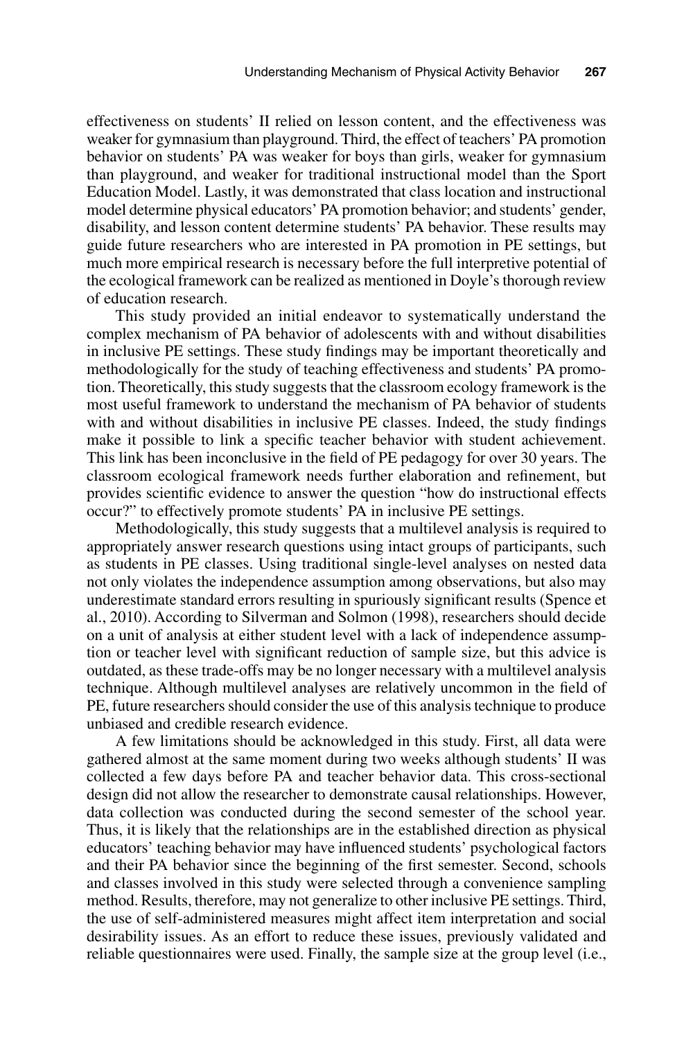effectiveness on students' II relied on lesson content, and the effectiveness was weaker for gymnasium than playground. Third, the effect of teachers' PA promotion behavior on students' PA was weaker for boys than girls, weaker for gymnasium than playground, and weaker for traditional instructional model than the Sport Education Model. Lastly, it was demonstrated that class location and instructional model determine physical educators' PA promotion behavior; and students' gender, disability, and lesson content determine students' PA behavior. These results may guide future researchers who are interested in PA promotion in PE settings, but much more empirical research is necessary before the full interpretive potential of the ecological framework can be realized as mentioned in Doyle's thorough review of education research.

This study provided an initial endeavor to systematically understand the complex mechanism of PA behavior of adolescents with and without disabilities in inclusive PE settings. These study findings may be important theoretically and methodologically for the study of teaching effectiveness and students' PA promotion. Theoretically, this study suggests that the classroom ecology framework is the most useful framework to understand the mechanism of PA behavior of students with and without disabilities in inclusive PE classes. Indeed, the study findings make it possible to link a specific teacher behavior with student achievement. This link has been inconclusive in the field of PE pedagogy for over 30 years. The classroom ecological framework needs further elaboration and refinement, but provides scientific evidence to answer the question "how do instructional effects occur?" to effectively promote students' PA in inclusive PE settings.

Methodologically, this study suggests that a multilevel analysis is required to appropriately answer research questions using intact groups of participants, such as students in PE classes. Using traditional single-level analyses on nested data not only violates the independence assumption among observations, but also may underestimate standard errors resulting in spuriously significant results (Spence et al., 2010). According to Silverman and Solmon (1998), researchers should decide on a unit of analysis at either student level with a lack of independence assumption or teacher level with significant reduction of sample size, but this advice is outdated, as these trade-offs may be no longer necessary with a multilevel analysis technique. Although multilevel analyses are relatively uncommon in the field of PE, future researchers should consider the use of this analysis technique to produce unbiased and credible research evidence.

A few limitations should be acknowledged in this study. First, all data were gathered almost at the same moment during two weeks although students' II was collected a few days before PA and teacher behavior data. This cross-sectional design did not allow the researcher to demonstrate causal relationships. However, data collection was conducted during the second semester of the school year. Thus, it is likely that the relationships are in the established direction as physical educators' teaching behavior may have influenced students' psychological factors and their PA behavior since the beginning of the first semester. Second, schools and classes involved in this study were selected through a convenience sampling method. Results, therefore, may not generalize to other inclusive PE settings. Third, the use of self-administered measures might affect item interpretation and social desirability issues. As an effort to reduce these issues, previously validated and reliable questionnaires were used. Finally, the sample size at the group level (i.e.,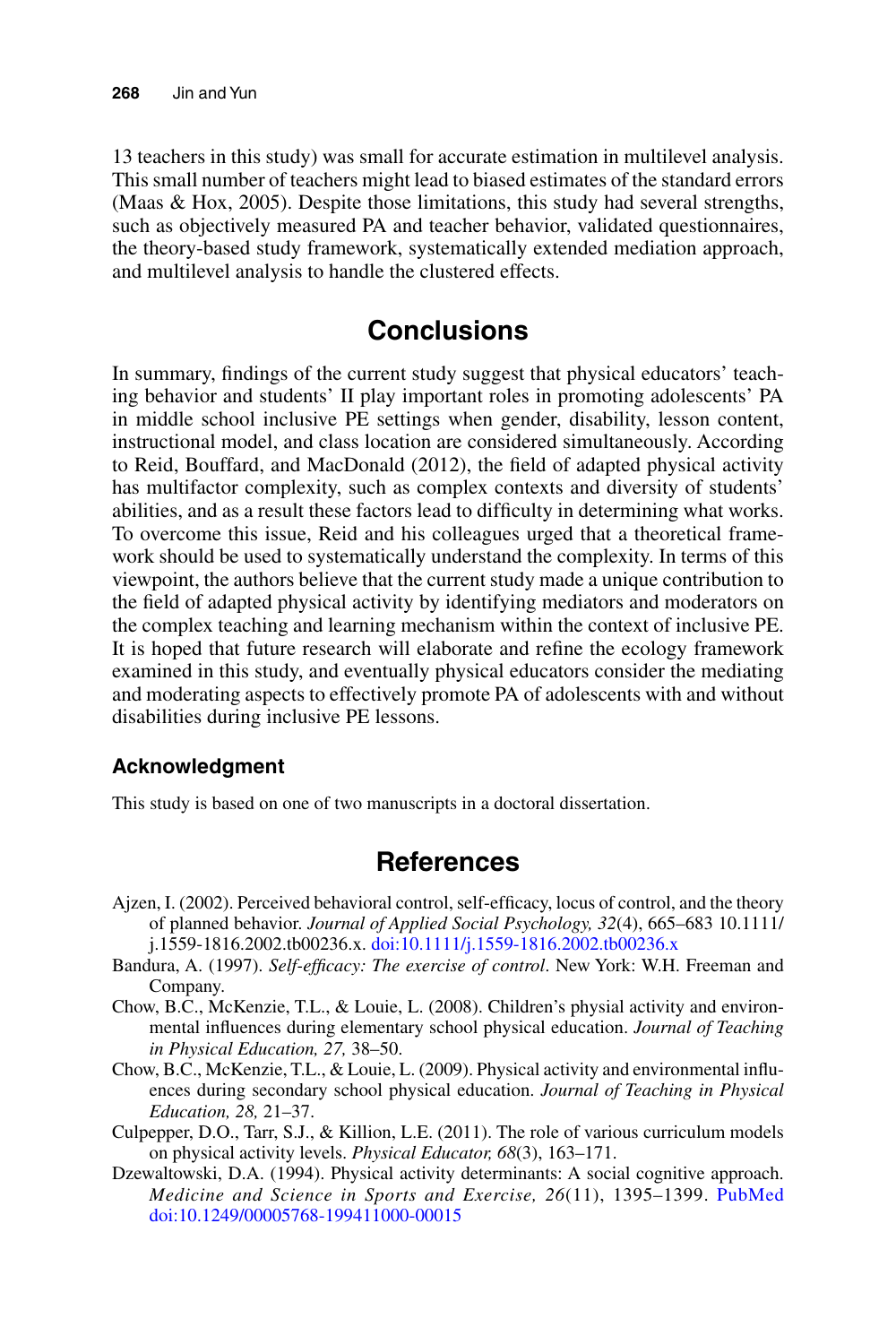13 teachers in this study) was small for accurate estimation in multilevel analysis. This small number of teachers might lead to biased estimates of the standard errors (Maas & Hox, 2005). Despite those limitations, this study had several strengths, such as objectively measured PA and teacher behavior, validated questionnaires, the theory-based study framework, systematically extended mediation approach, and multilevel analysis to handle the clustered effects.

# Conclusions

In summary, findings of the current study suggest that physical educators' teaching behavior and students' II play important roles in promoting adolescents' PA in middle school inclusive PE settings when gender, disability, lesson content, instructional model, and class location are considered simultaneously. According to Reid, Bouffard, and MacDonald (2012), the field of adapted physical activity has multifactor complexity, such as complex contexts and diversity of students' abilities, and as a result these factors lead to difficulty in determining what works. To overcome this issue, Reid and his colleagues urged that a theoretical framework should be used to systematically understand the complexity. In terms of this viewpoint, the authors believe that the current study made a unique contribution to the field of adapted physical activity by identifying mediators and moderators on the complex teaching and learning mechanism within the context of inclusive PE. It is hoped that future research will elaborate and refine the ecology framework examined in this study, and eventually physical educators consider the mediating and moderating aspects to effectively promote PA of adolescents with and without disabilities during inclusive PE lessons.

## Acknowledgment

This study is based on one of two manuscripts in a doctoral dissertation.

# References

Ajzen, I. (2002). Perceived behavioral control, self-efficacy, locus of control, and the theory of planned behavior. *Journal of Applied Social Psychology, 32*(4), 665–683 10.1111/j.1559-1816.2002.tb00236.x. doi:10.1111/j.1559-1816.2002.tb00236.x

Bandura, A. (1997). *Self-efficacy: The exercise of control*. New York: W.H. Freeman and Company.

Chow, B.C., McKenzie, T.L., & Louie, L. (2008). Children's physial activity and environmental influences during elementary school physical education. *Journal of Teaching in Physical Education, 27,* 38–50.

Chow, B.C., McKenzie, T.L., & Louie, L. (2009). Physical activity and environmental influences during secondary school physical education. *Journal of Teaching in Physical Education, 28,* 21–37.

Culpepper, D.O., Tarr, S.J., & Killion, L.E. (2011). The role of various curriculum models on physical activity levels. *Physical Educator, 68*(3), 163–171.

Dzewaltowski, D.A. (1994). Physical activity determinants: A social cognitive approach. *Medicine and Science in Sports and Exercise, 26*(11), 1395–1399. PubMed doi:10.1249/00005768-199411000-00015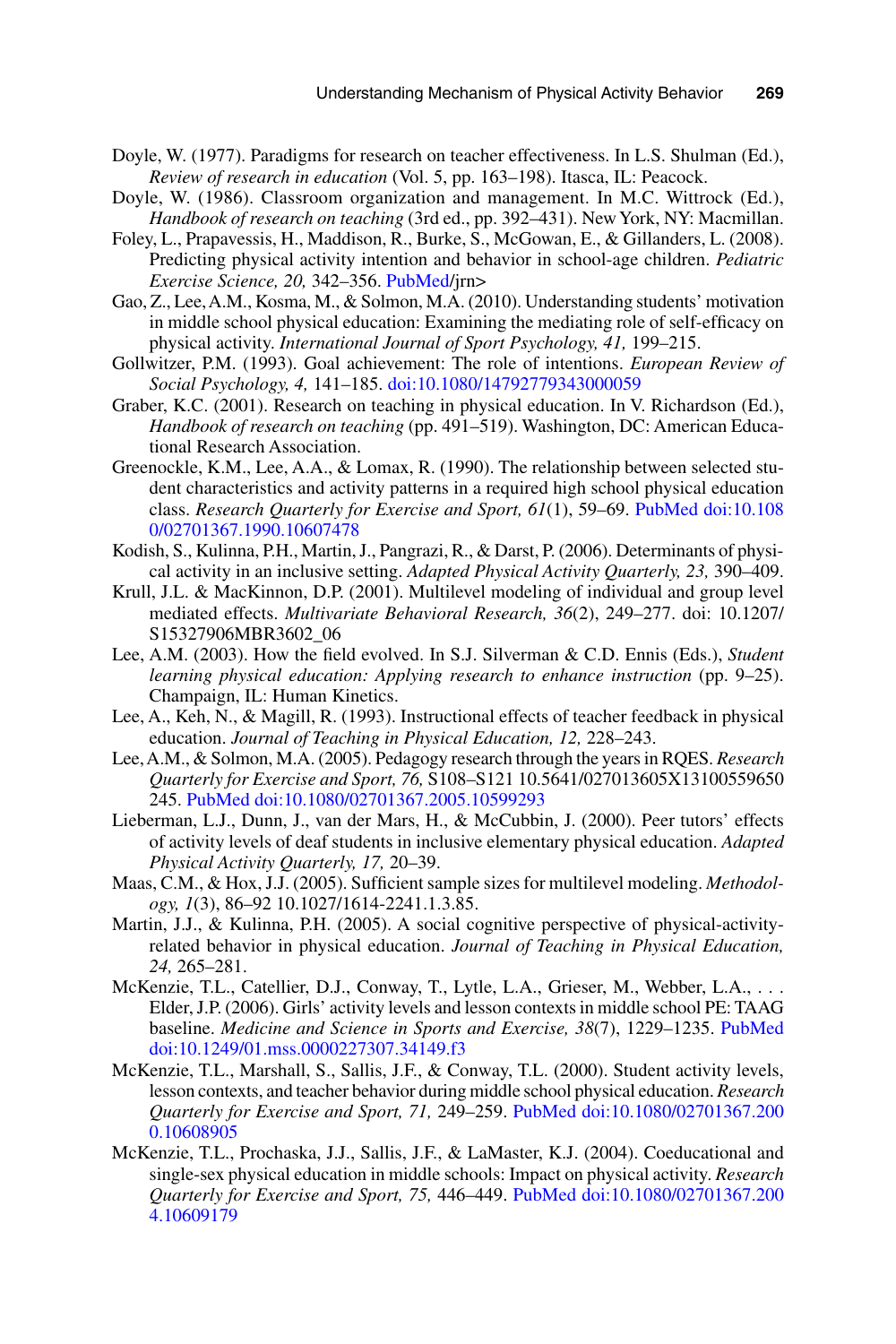Doyle, W. (1977). Paradigms for research on teacher effectiveness. In L.S. Shulman (Ed.), *Review of research in education* (Vol. 5, pp. 163–198). Itasca, IL: Peacock.

Doyle, W. (1986). Classroom organization and management. In M.C. Wittrock (Ed.), *Handbook of research on teaching* (3rd ed., pp. 392–431). New York, NY: Macmillan.

Foley, L., Prapavessis, H., Maddison, R., Burke, S., McGowan, E., & Gillanders, L. (2008). Predicting physical activity intention and behavior in school-age children. *Pediatric Exercise Science, 20,* 342–356. PubMed/jrn>

Gao, Z., Lee, A.M., Kosma, M., & Solmon, M.A. (2010). Understanding students' motivation in middle school physical education: Examining the mediating role of self-efficacy on physical activity. *International Journal of Sport Psychology, 41,* 199–215.

Gollwitzer, P.M. (1993). Goal achievement: The role of intentions. *European Review of Social Psychology, 4,* 141–185. doi:10.1080/14792779343000059

Graber, K.C. (2001). Research on teaching in physical education. In V. Richardson (Ed.), *Handbook of research on teaching* (pp. 491–519). Washington, DC: American Educational Research Association.

Greenockle, K.M., Lee, A.A., & Lomax, R. (1990). The relationship between selected student characteristics and activity patterns in a required high school physical education class. *Research Quarterly for Exercise and Sport, 61*(1), 59–69. PubMed doi:10.1080/02701367.1990.10607478

Kodish, S., Kulinna, P.H., Martin, J., Pangrazi, R., & Darst, P. (2006). Determinants of physical activity in an inclusive setting. *Adapted Physical Activity Quarterly, 23,* 390–409.

Krull, J.L. & MacKinnon, D.P. (2001). Multilevel modeling of individual and group level mediated effects. *Multivariate Behavioral Research, 36*(2), 249–277. doi: 10.1207/S15327906MBR3602_06

Lee, A.M. (2003). How the field evolved. In S.J. Silverman & C.D. Ennis (Eds.), *Student learning physical education: Applying research to enhance instruction* (pp. 9–25). Champaign, IL: Human Kinetics.

Lee, A., Keh, N., & Magill, R. (1993). Instructional effects of teacher feedback in physical education. *Journal of Teaching in Physical Education, 12,* 228–243.

Lee, A.M., & Solmon, M.A. (2005). Pedagogy research through the years in RQES. *Research Quarterly for Exercise and Sport, 76,* S108–S121 10.5641/027013605X13100559650245. PubMed doi:10.1080/02701367.2005.10599293

Lieberman, L.J., Dunn, J., van der Mars, H., & McCubbin, J. (2000). Peer tutors' effects of activity levels of deaf students in inclusive elementary physical education. *Adapted Physical Activity Quarterly, 17,* 20–39.

Maas, C.M., & Hox, J.J. (2005). Sufficient sample sizes for multilevel modeling. *Methodology, 1*(3), 86–92 10.1027/1614-2241.1.3.85.

Martin, J.J., & Kulinna, P.H. (2005). A social cognitive perspective of physical-activity-related behavior in physical education. *Journal of Teaching in Physical Education, 24,* 265–281.

McKenzie, T.L., Catellier, D.J., Conway, T., Lytle, L.A., Grieser, M., Webber, L.A., . . . Elder, J.P. (2006). Girls' activity levels and lesson contexts in middle school PE: TAAG baseline. *Medicine and Science in Sports and Exercise, 38*(7), 1229–1235. PubMed doi:10.1249/01.mss.0000227307.34149.f3

McKenzie, T.L., Marshall, S., Sallis, J.F., & Conway, T.L. (2000). Student activity levels, lesson contexts, and teacher behavior during middle school physical education. *Research Quarterly for Exercise and Sport, 71,* 249–259. PubMed doi:10.1080/02701367.2000.10608905

McKenzie, T.L., Prochaska, J.J., Sallis, J.F., & LaMaster, K.J. (2004). Coeducational and single-sex physical education in middle schools: Impact on physical activity. *Research Quarterly for Exercise and Sport, 75,* 446–449. PubMed doi:10.1080/02701367.2004.10609179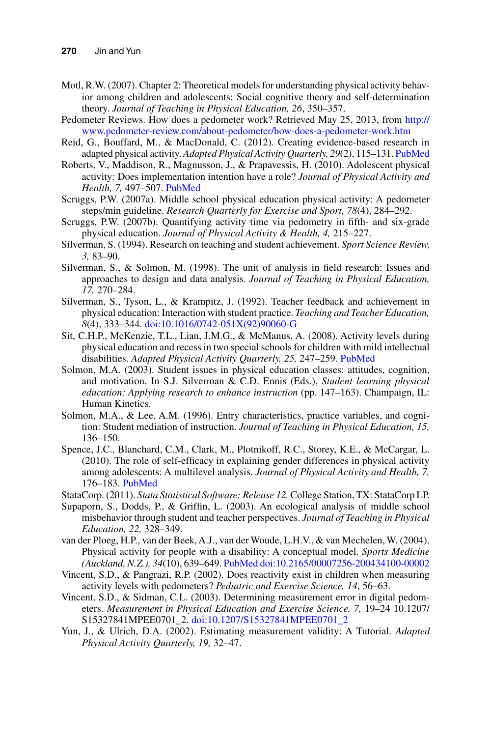Motl, R.W. (2007). Chapter 2: Theoretical models for understanding physical activity behavior among children and adolescents: Social cognitive theory and self-determination theory. *Journal of Teaching in Physical Education, 26*, 350–357.

Pedometer Reviews. How does a pedometer work? Retrieved May 25, 2013, from http://www.pedometer-review.com/about-pedometer/how-does-a-pedometer-work.htm

Reid, G., Bouffard, M., & MacDonald, C. (2012). Creating evidence-based research in adapted physical activity. *Adapted Physical Activity Quarterly, 29*(2), 115–131. PubMed

Roberts, V., Maddison, R., Magnusson, J., & Prapavessis, H. (2010). Adolescent physical activity: Does implementation intention have a role? *Journal of Physical Activity and Health, 7,* 497–507. PubMed

Scruggs, P.W. (2007a). Middle school physical education physical activity: A pedometer steps/min guideline. *Research Quarterly for Exercise and Sport, 78*(4), 284–292.

Scruggs, P.W. (2007b). Quantifying activity time via pedometry in fifth- and six-grade physical education. *Journal of Physical Activity & Health, 4,* 215–227.

Silverman, S. (1994). Research on teaching and student achievement. *Sport Science Review, 3,* 83–90.

Silverman, S., & Solmon, M. (1998). The unit of analysis in field research: Issues and approaches to design and data analysis. *Journal of Teaching in Physical Education, 17,* 270–284.

Silverman, S., Tyson, L., & Krampitz, J. (1992). Teacher feedback and achievement in physical education: Interaction with student practice. *Teaching and Teacher Education, 8*(4), 333–344. doi:10.1016/0742-051X(92)90060-G

Sit, C.H.P., McKenzie, T.L., Lian, J.M.G., & McManus, A. (2008). Activity levels during physical education and recess in two special schools for children with mild intellectual disabilities. *Adapted Physical Activity Quarterly, 25,* 247–259. PubMed

Solmon, M.A. (2003). Student issues in physical education classes: attitudes, cognition, and motivation. In S.J. Silverman & C.D. Ennis (Eds.), *Student learning physical education: Applying research to enhance instruction* (pp. 147–163). Champaign, IL: Human Kinetics.

Solmon, M.A., & Lee, A.M. (1996). Entry characteristics, practice variables, and cognition: Student mediation of instruction. *Journal of Teaching in Physical Education, 15,* 136–150.

Spence, J.C., Blanchard, C.M., Clark, M., Plotnikoff, R.C., Storey, K.E., & McCargar, L. (2010). The role of self-efficacy in explaining gender differences in physical activity among adolescents: A multilevel analysis. *Journal of Physical Activity and Health, 7,* 176–183. PubMed

StataCorp. (2011). *Stata Statistical Software: Release 12.* College Station, TX: StataCorp LP.

Supaporn, S., Dodds, P., & Griffin, L. (2003). An ecological analysis of middle school misbehavior through student and teacher perspectives. *Journal of Teaching in Physical Education, 22,* 328–349.

van der Ploeg, H.P., van der Beek, A.J., van der Woude, L.H.V., & van Mechelen, W. (2004). Physical activity for people with a disability: A conceptual model. *Sports Medicine (Auckland, N.Z.), 34*(10), 639–649. PubMed doi:10.2165/00007256-200434100-00002

Vincent, S.D., & Pangrazi, R.P. (2002). Does reactivity exist in children when measuring activity levels with pedometers? *Pediatric and Exercise Science, 14*, 56–63.

Vincent, S.D., & Sidman, C.L. (2003). Determining measurement error in digital pedometers. *Measurement in Physical Education and Exercise Science, 7,* 19–24 10.1207/S15327841MPEE0701_2. doi:10.1207/S15327841MPEE0701_2

Yun, J., & Ulrich, D.A. (2002). Estimating measurement validity: A Tutorial. *Adapted Physical Activity Quarterly, 19,* 32–47.